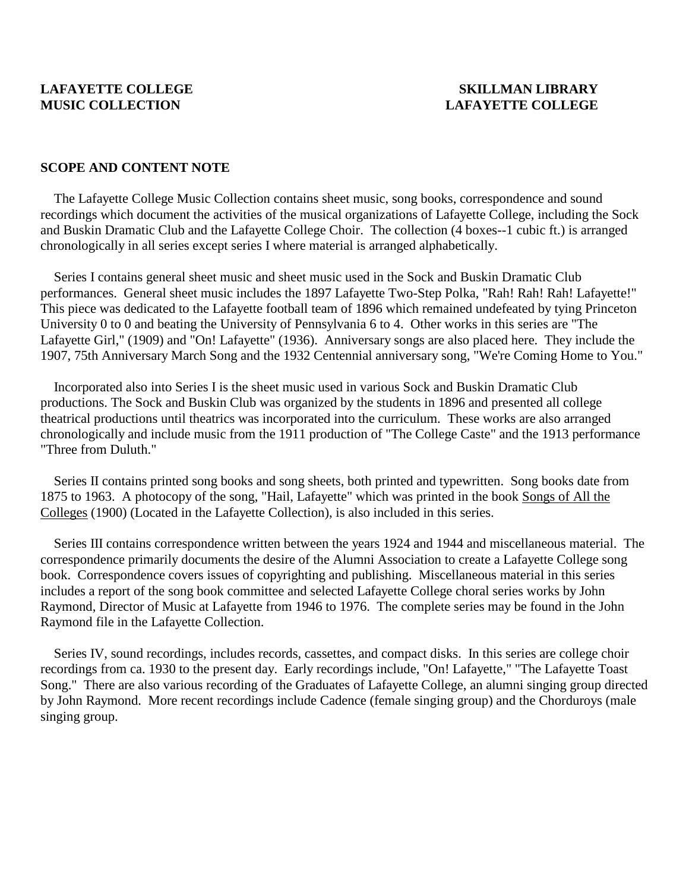**LAFAYETTE COLLEGE**
**MUSIC COLLECTION**

**SKILLMAN LIBRARY**
**LAFAYETTE COLLEGE**

## SCOPE AND CONTENT NOTE

The Lafayette College Music Collection contains sheet music, song books, correspondence and sound recordings which document the activities of the musical organizations of Lafayette College, including the Sock and Buskin Dramatic Club and the Lafayette College Choir. The collection (4 boxes--1 cubic ft.) is arranged chronologically in all series except series I where material is arranged alphabetically.

Series I contains general sheet music and sheet music used in the Sock and Buskin Dramatic Club performances. General sheet music includes the 1897 Lafayette Two-Step Polka, "Rah! Rah! Rah! Lafayette!" This piece was dedicated to the Lafayette football team of 1896 which remained undefeated by tying Princeton University 0 to 0 and beating the University of Pennsylvania 6 to 4. Other works in this series are "The Lafayette Girl," (1909) and "On! Lafayette" (1936). Anniversary songs are also placed here. They include the 1907, 75th Anniversary March Song and the 1932 Centennial anniversary song, "We're Coming Home to You."

Incorporated also into Series I is the sheet music used in various Sock and Buskin Dramatic Club productions. The Sock and Buskin Club was organized by the students in 1896 and presented all college theatrical productions until theatrics was incorporated into the curriculum. These works are also arranged chronologically and include music from the 1911 production of "The College Caste" and the 1913 performance "Three from Duluth."

Series II contains printed song books and song sheets, both printed and typewritten. Song books date from 1875 to 1963. A photocopy of the song, "Hail, Lafayette" which was printed in the book <u>Songs of All the Colleges</u> (1900) (Located in the Lafayette Collection), is also included in this series.

Series III contains correspondence written between the years 1924 and 1944 and miscellaneous material. The correspondence primarily documents the desire of the Alumni Association to create a Lafayette College song book. Correspondence covers issues of copyrighting and publishing. Miscellaneous material in this series includes a report of the song book committee and selected Lafayette College choral series works by John Raymond, Director of Music at Lafayette from 1946 to 1976. The complete series may be found in the John Raymond file in the Lafayette Collection.

Series IV, sound recordings, includes records, cassettes, and compact disks. In this series are college choir recordings from ca. 1930 to the present day. Early recordings include, "On! Lafayette," "The Lafayette Toast Song." There are also various recording of the Graduates of Lafayette College, an alumni singing group directed by John Raymond. More recent recordings include Cadence (female singing group) and the Chorduroys (male singing group.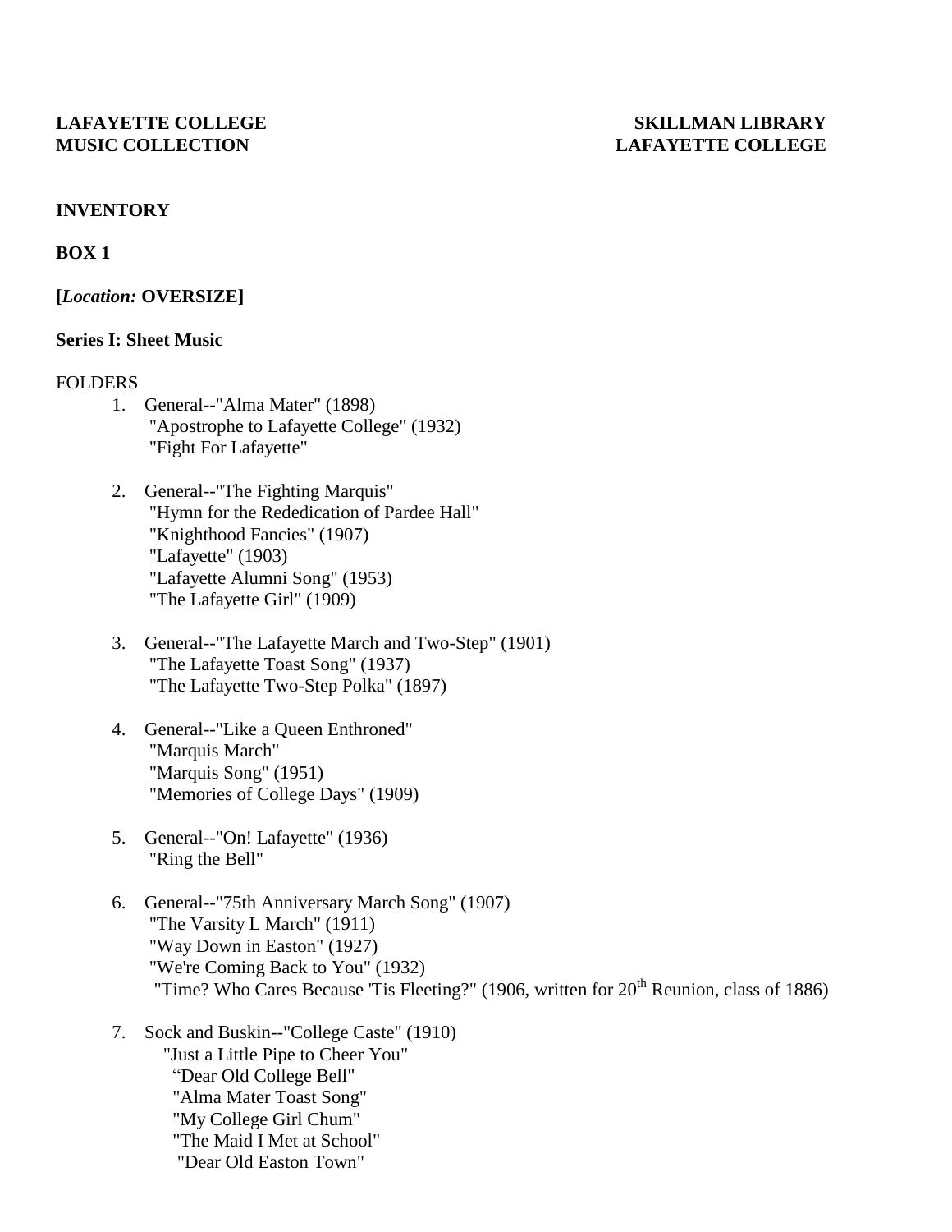**LAFAYETTE COLLEGE**
**MUSIC COLLECTION**

**SKILLMAN LIBRARY**
**LAFAYETTE COLLEGE**

**INVENTORY**

**BOX 1**

**[*Location:* OVERSIZE]**

**Series I: Sheet Music**

FOLDERS

1. General--"Alma Mater" (1898)
   "Apostrophe to Lafayette College" (1932)
   "Fight For Lafayette"

2. General--"The Fighting Marquis"
   "Hymn for the Rededication of Pardee Hall"
   "Knighthood Fancies" (1907)
   "Lafayette" (1903)
   "Lafayette Alumni Song" (1953)
   "The Lafayette Girl" (1909)

3. General--"The Lafayette March and Two-Step" (1901)
   "The Lafayette Toast Song" (1937)
   "The Lafayette Two-Step Polka" (1897)

4. General--"Like a Queen Enthroned"
   "Marquis March"
   "Marquis Song" (1951)
   "Memories of College Days" (1909)

5. General--"On! Lafayette" (1936)
   "Ring the Bell"

6. General--"75th Anniversary March Song" (1907)
   "The Varsity L March" (1911)
   "Way Down in Easton" (1927)
   "We're Coming Back to You" (1932)
   "Time? Who Cares Because 'Tis Fleeting?" (1906, written for 20th Reunion, class of 1886)

7. Sock and Buskin--"College Caste" (1910)
   "Just a Little Pipe to Cheer You"
   "Dear Old College Bell"
   "Alma Mater Toast Song"
   "My College Girl Chum"
   "The Maid I Met at School"
   "Dear Old Easton Town"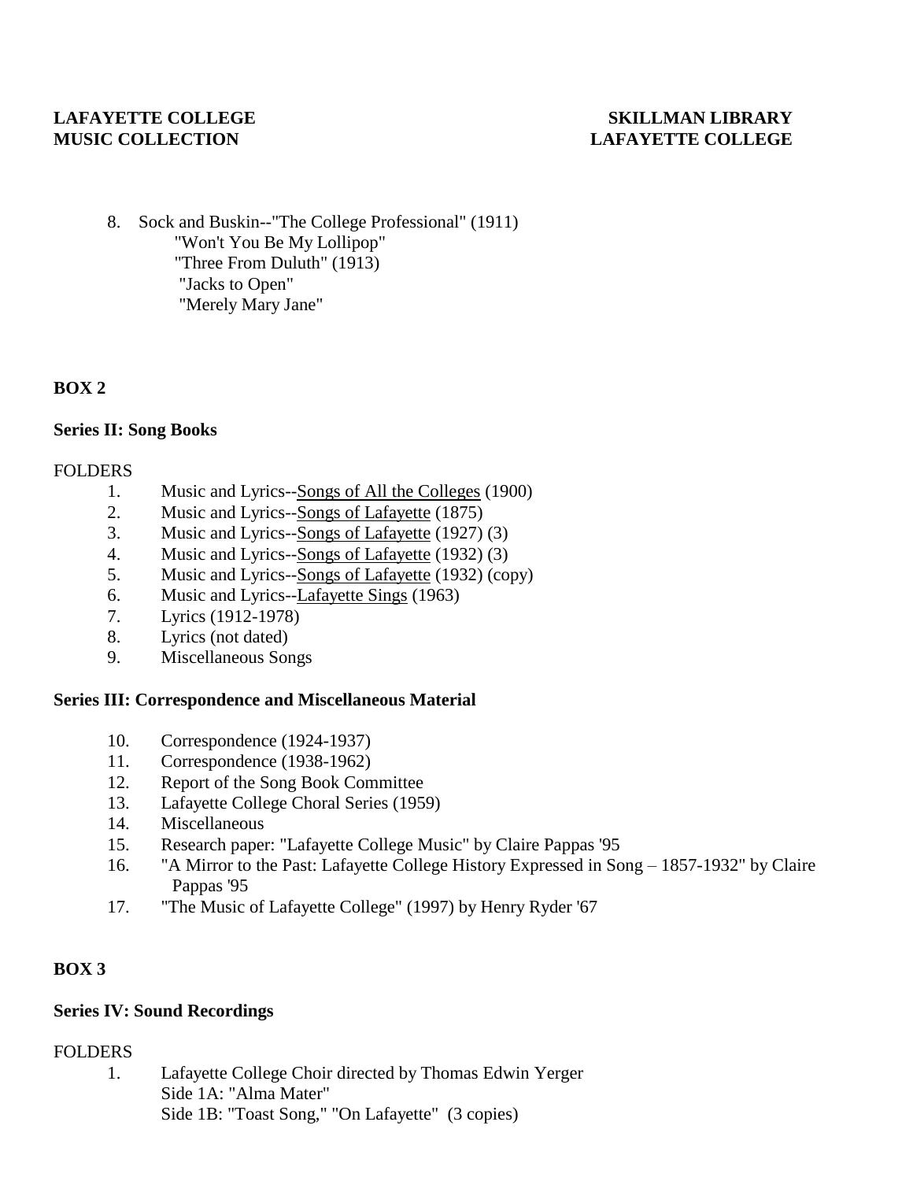8. Sock and Buskin--"The College Professional" (1911)
   "Won't You Be My Lollipop"
   "Three From Duluth" (1913)
   "Jacks to Open"
   "Merely Mary Jane"

**BOX 2**

**Series II: Song Books**

FOLDERS

1. Music and Lyrics--Songs of All the Colleges (1900)
2. Music and Lyrics--Songs of Lafayette (1875)
3. Music and Lyrics--Songs of Lafayette (1927) (3)
4. Music and Lyrics--Songs of Lafayette (1932) (3)
5. Music and Lyrics--Songs of Lafayette (1932) (copy)
6. Music and Lyrics--Lafayette Sings (1963)
7. Lyrics (1912-1978)
8. Lyrics (not dated)
9. Miscellaneous Songs

**Series III: Correspondence and Miscellaneous Material**

10. Correspondence (1924-1937)
11. Correspondence (1938-1962)
12. Report of the Song Book Committee
13. Lafayette College Choral Series (1959)
14. Miscellaneous
15. Research paper: "Lafayette College Music" by Claire Pappas '95
16. "A Mirror to the Past: Lafayette College History Expressed in Song – 1857-1932" by Claire Pappas '95
17. "The Music of Lafayette College" (1997) by Henry Ryder '67

**BOX 3**

**Series IV: Sound Recordings**

FOLDERS

1. Lafayette College Choir directed by Thomas Edwin Yerger
   Side 1A: "Alma Mater"
   Side 1B: "Toast Song," "On Lafayette" (3 copies)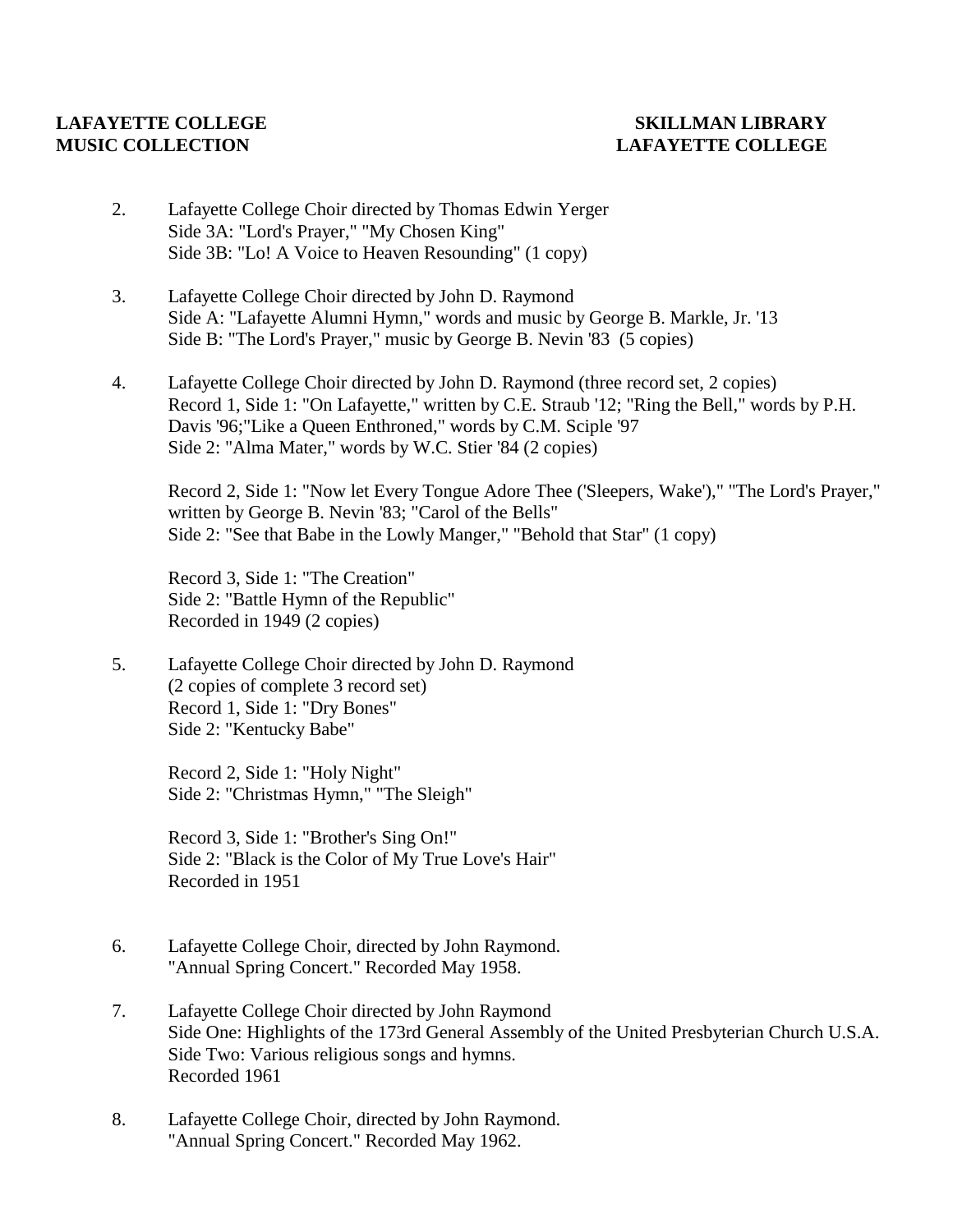2. Lafayette College Choir directed by Thomas Edwin Yerger
   Side 3A: "Lord's Prayer," "My Chosen King"
   Side 3B: "Lo! A Voice to Heaven Resounding" (1 copy)

3. Lafayette College Choir directed by John D. Raymond
   Side A: "Lafayette Alumni Hymn," words and music by George B. Markle, Jr. '13
   Side B: "The Lord's Prayer," music by George B. Nevin '83 (5 copies)

4. Lafayette College Choir directed by John D. Raymond (three record set, 2 copies)
   Record 1, Side 1: "On Lafayette," written by C.E. Straub '12; "Ring the Bell," words by P.H. Davis '96;"Like a Queen Enthroned," words by C.M. Sciple '97
   Side 2: "Alma Mater," words by W.C. Stier '84 (2 copies)

   Record 2, Side 1: "Now let Every Tongue Adore Thee ('Sleepers, Wake')," "The Lord's Prayer," written by George B. Nevin '83; "Carol of the Bells"
   Side 2: "See that Babe in the Lowly Manger," "Behold that Star" (1 copy)

   Record 3, Side 1: "The Creation"
   Side 2: "Battle Hymn of the Republic"
   Recorded in 1949 (2 copies)

5. Lafayette College Choir directed by John D. Raymond
   (2 copies of complete 3 record set)
   Record 1, Side 1: "Dry Bones"
   Side 2: "Kentucky Babe"

   Record 2, Side 1: "Holy Night"
   Side 2: "Christmas Hymn," "The Sleigh"

   Record 3, Side 1: "Brother's Sing On!"
   Side 2: "Black is the Color of My True Love's Hair"
   Recorded in 1951

6. Lafayette College Choir, directed by John Raymond.
   "Annual Spring Concert." Recorded May 1958.

7. Lafayette College Choir directed by John Raymond
   Side One: Highlights of the 173rd General Assembly of the United Presbyterian Church U.S.A.
   Side Two: Various religious songs and hymns.
   Recorded 1961

8. Lafayette College Choir, directed by John Raymond.
   "Annual Spring Concert." Recorded May 1962.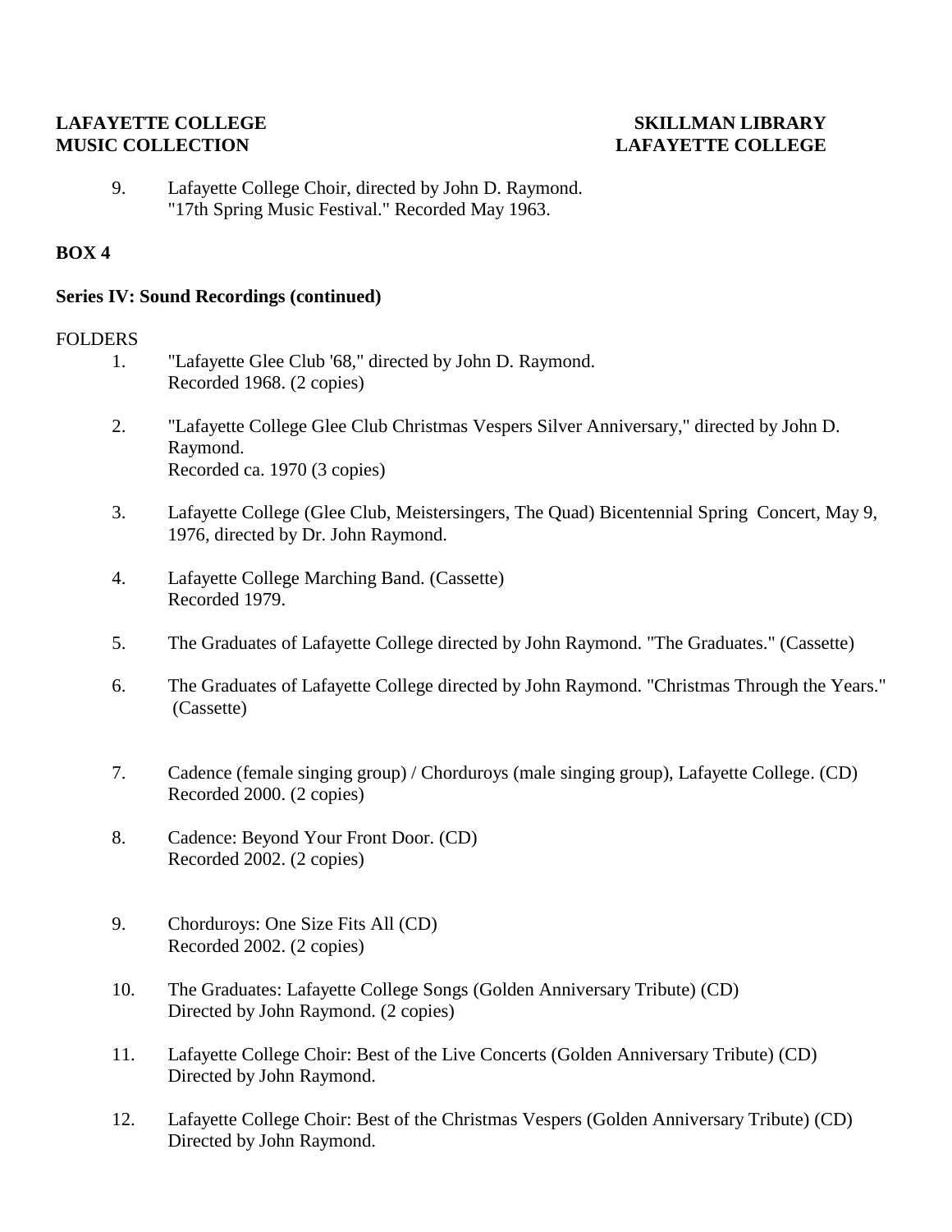9. Lafayette College Choir, directed by John D. Raymond.
   "17th Spring Music Festival." Recorded May 1963.

**BOX 4**

**Series IV: Sound Recordings (continued)**

FOLDERS

1. "Lafayette Glee Club '68," directed by John D. Raymond.
   Recorded 1968. (2 copies)

2. "Lafayette College Glee Club Christmas Vespers Silver Anniversary," directed by John D. Raymond.
   Recorded ca. 1970 (3 copies)

3. Lafayette College (Glee Club, Meistersingers, The Quad) Bicentennial Spring Concert, May 9, 1976, directed by Dr. John Raymond.

4. Lafayette College Marching Band. (Cassette)
   Recorded 1979.

5. The Graduates of Lafayette College directed by John Raymond. "The Graduates." (Cassette)

6. The Graduates of Lafayette College directed by John Raymond. "Christmas Through the Years." (Cassette)

7. Cadence (female singing group) / Chorduroys (male singing group), Lafayette College. (CD)
   Recorded 2000. (2 copies)

8. Cadence: Beyond Your Front Door. (CD)
   Recorded 2002. (2 copies)

9. Chorduroys: One Size Fits All (CD)
   Recorded 2002. (2 copies)

10. The Graduates: Lafayette College Songs (Golden Anniversary Tribute) (CD)
    Directed by John Raymond. (2 copies)

11. Lafayette College Choir: Best of the Live Concerts (Golden Anniversary Tribute) (CD)
    Directed by John Raymond.

12. Lafayette College Choir: Best of the Christmas Vespers (Golden Anniversary Tribute) (CD)
    Directed by John Raymond.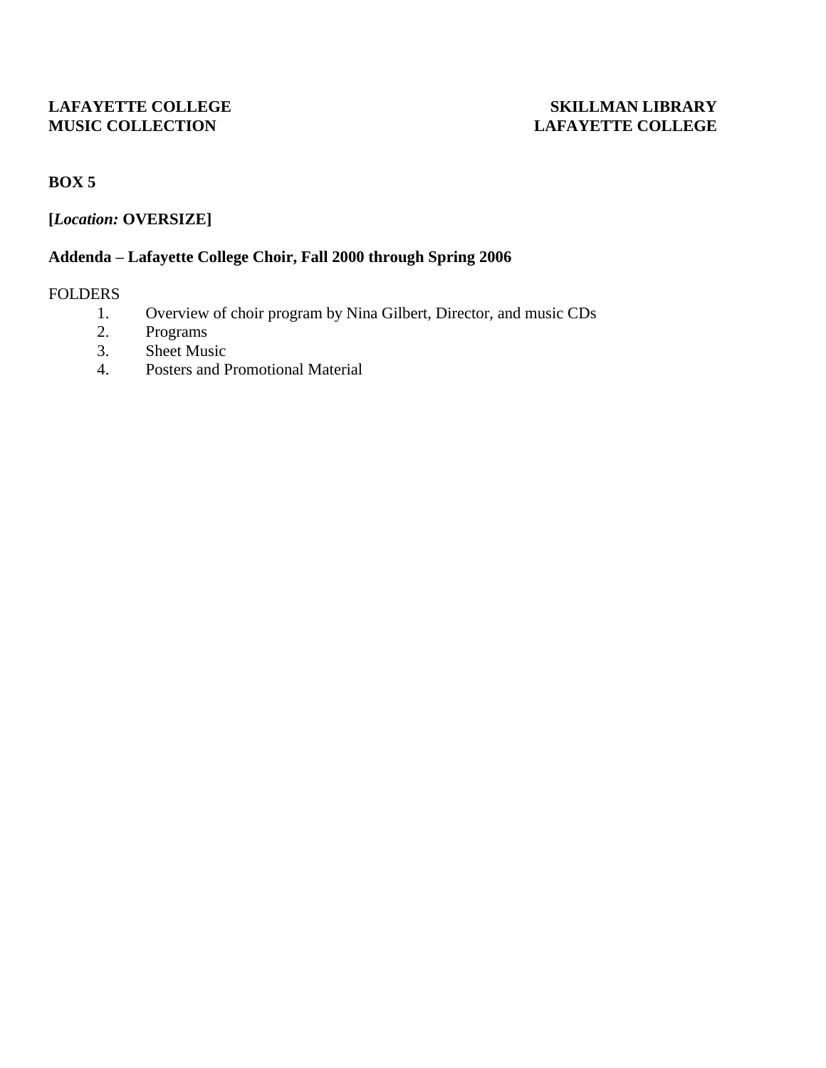**LAFAYETTE COLLEGE**
**MUSIC COLLECTION**

**SKILLMAN LIBRARY**
**LAFAYETTE COLLEGE**

**BOX 5**

**[*Location:* OVERSIZE]**

**Addenda – Lafayette College Choir, Fall 2000 through Spring 2006**

FOLDERS

1. Overview of choir program by Nina Gilbert, Director, and music CDs
2. Programs
3. Sheet Music
4. Posters and Promotional Material